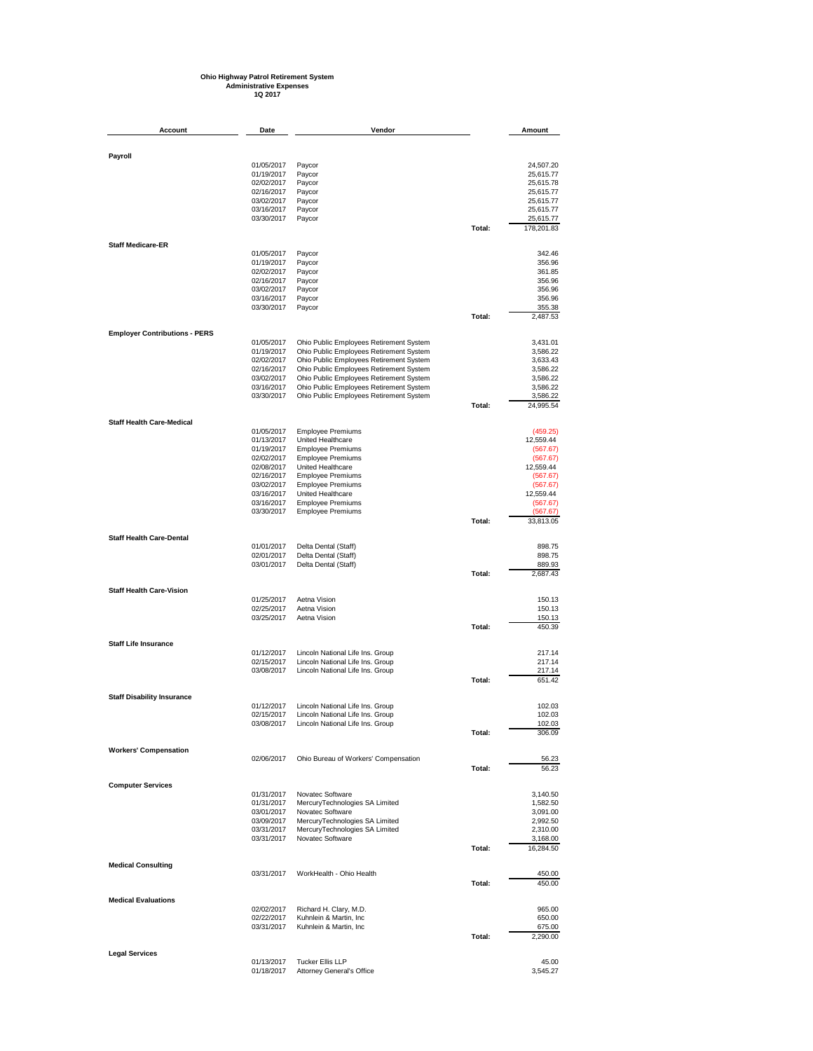**Ohio Highway Patrol Retirement System**
**Administrative Expenses**
**1Q 2017**

| Account | Date | Vendor | | Amount |
|---|---|---|---|---|
| **Payroll** | | | | |
| | 01/05/2017 | Paycor | | 24,507.20 |
| | 01/19/2017 | Paycor | | 25,615.77 |
| | 02/02/2017 | Paycor | | 25,615.78 |
| | 02/16/2017 | Paycor | | 25,615.77 |
| | 03/02/2017 | Paycor | | 25,615.77 |
| | 03/16/2017 | Paycor | | 25,615.77 |
| | 03/30/2017 | Paycor | | 25,615.77 |
| | | | Total: | 178,201.83 |
| **Staff Medicare-ER** | | | | |
| | 01/05/2017 | Paycor | | 342.46 |
| | 01/19/2017 | Paycor | | 356.96 |
| | 02/02/2017 | Paycor | | 361.85 |
| | 02/16/2017 | Paycor | | 356.96 |
| | 03/02/2017 | Paycor | | 356.96 |
| | 03/16/2017 | Paycor | | 356.96 |
| | 03/30/2017 | Paycor | | 355.38 |
| | | | Total: | 2,487.53 |
| **Employer Contributions - PERS** | | | | |
| | 01/05/2017 | Ohio Public Employees Retirement System | | 3,431.01 |
| | 01/19/2017 | Ohio Public Employees Retirement System | | 3,586.22 |
| | 02/02/2017 | Ohio Public Employees Retirement System | | 3,633.43 |
| | 02/16/2017 | Ohio Public Employees Retirement System | | 3,586.22 |
| | 03/02/2017 | Ohio Public Employees Retirement System | | 3,586.22 |
| | 03/16/2017 | Ohio Public Employees Retirement System | | 3,586.22 |
| | 03/30/2017 | Ohio Public Employees Retirement System | | 3,586.22 |
| | | | Total: | 24,995.54 |
| **Staff Health Care-Medical** | | | | |
| | 01/05/2017 | Employee Premiums | | (459.25) |
| | 01/13/2017 | United Healthcare | | 12,559.44 |
| | 01/19/2017 | Employee Premiums | | (567.67) |
| | 02/02/2017 | Employee Premiums | | (567.67) |
| | 02/08/2017 | United Healthcare | | 12,559.44 |
| | 02/16/2017 | Employee Premiums | | (567.67) |
| | 03/02/2017 | Employee Premiums | | (567.67) |
| | 03/16/2017 | United Healthcare | | 12,559.44 |
| | 03/16/2017 | Employee Premiums | | (567.67) |
| | 03/30/2017 | Employee Premiums | | (567.67) |
| | | | Total: | 33,813.05 |
| **Staff Health Care-Dental** | | | | |
| | 01/01/2017 | Delta Dental (Staff) | | 898.75 |
| | 02/01/2017 | Delta Dental (Staff) | | 898.75 |
| | 03/01/2017 | Delta Dental (Staff) | | 889.93 |
| | | | Total: | 2,687.43 |
| **Staff Health Care-Vision** | | | | |
| | 01/25/2017 | Aetna Vision | | 150.13 |
| | 02/25/2017 | Aetna Vision | | 150.13 |
| | 03/25/2017 | Aetna Vision | | 150.13 |
| | | | Total: | 450.39 |
| **Staff Life Insurance** | | | | |
| | 01/12/2017 | Lincoln National Life Ins. Group | | 217.14 |
| | 02/15/2017 | Lincoln National Life Ins. Group | | 217.14 |
| | 03/08/2017 | Lincoln National Life Ins. Group | | 217.14 |
| | | | Total: | 651.42 |
| **Staff Disability Insurance** | | | | |
| | 01/12/2017 | Lincoln National Life Ins. Group | | 102.03 |
| | 02/15/2017 | Lincoln National Life Ins. Group | | 102.03 |
| | 03/08/2017 | Lincoln National Life Ins. Group | | 102.03 |
| | | | Total: | 306.09 |
| **Workers' Compensation** | | | | |
| | 02/06/2017 | Ohio Bureau of Workers' Compensation | | 56.23 |
| | | | Total: | 56.23 |
| **Computer Services** | | | | |
| | 01/31/2017 | Novatec Software | | 3,140.50 |
| | 01/31/2017 | MercuryTechnologies SA Limited | | 1,582.50 |
| | 03/01/2017 | Novatec Software | | 3,091.00 |
| | 03/09/2017 | MercuryTechnologies SA Limited | | 2,992.50 |
| | 03/31/2017 | MercuryTechnologies SA Limited | | 2,310.00 |
| | 03/31/2017 | Novatec Software | | 3,168.00 |
| | | | Total: | 16,284.50 |
| **Medical Consulting** | | | | |
| | 03/31/2017 | WorkHealth - Ohio Health | | 450.00 |
| | | | Total: | 450.00 |
| **Medical Evaluations** | | | | |
| | 02/02/2017 | Richard H. Clary, M.D. | | 965.00 |
| | 02/22/2017 | Kuhnlein & Martin, Inc | | 650.00 |
| | 03/31/2017 | Kuhnlein & Martin, Inc | | 675.00 |
| | | | Total: | 2,290.00 |
| **Legal Services** | | | | |
| | 01/13/2017 | Tucker Ellis LLP | | 45.00 |
| | 01/18/2017 | Attorney General's Office | | 3,545.27 |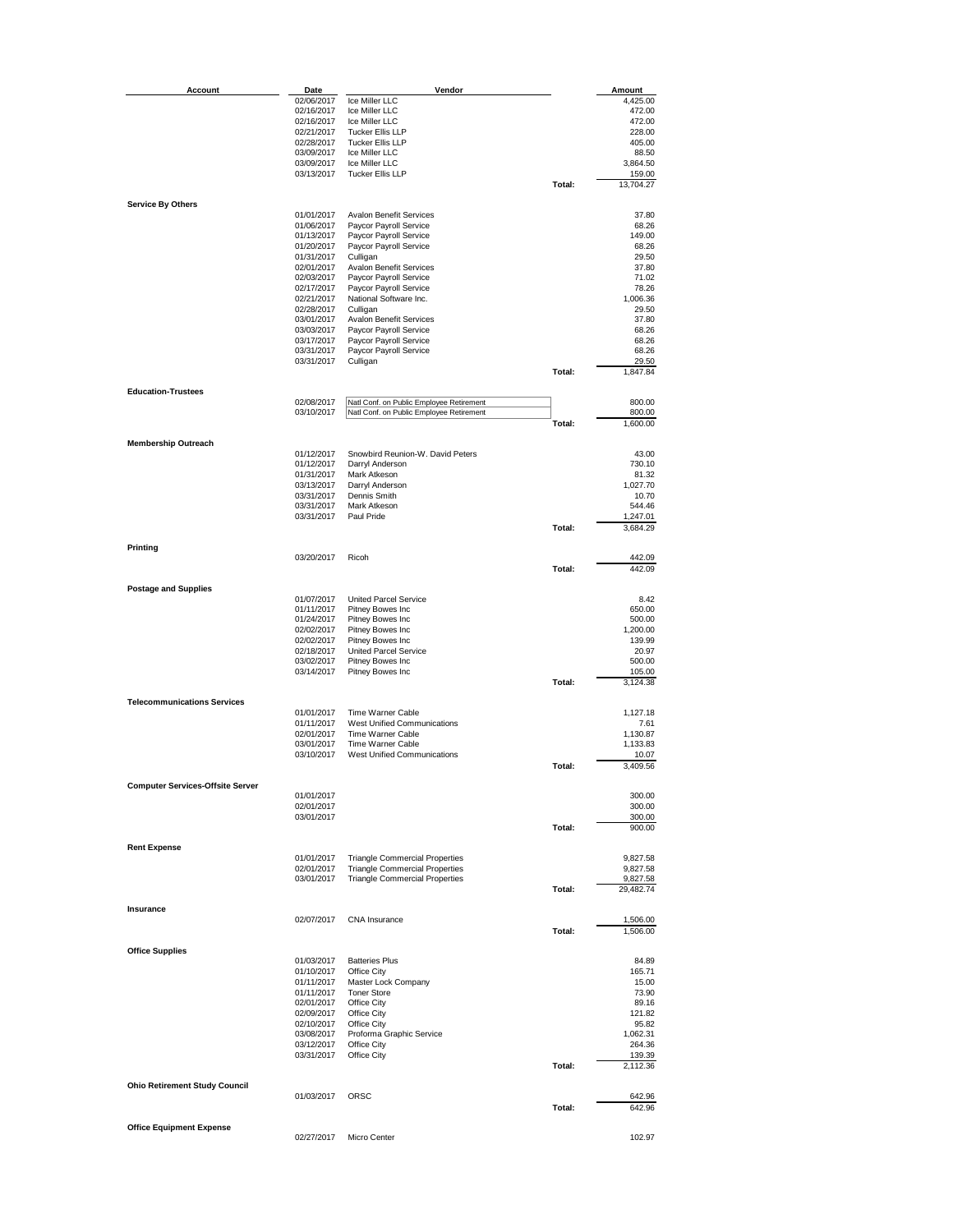| Account | Date | Vendor | | Amount |
|---|---|---|---|---|
| | 02/06/2017 | Ice Miller LLC | | 4,425.00 |
| | 02/16/2017 | Ice Miller LLC | | 472.00 |
| | 02/16/2017 | Ice Miller LLC | | 472.00 |
| | 02/21/2017 | Tucker Ellis LLP | | 228.00 |
| | 02/28/2017 | Tucker Ellis LLP | | 405.00 |
| | 03/09/2017 | Ice Miller LLC | | 88.50 |
| | 03/09/2017 | Ice Miller LLC | | 3,864.50 |
| | 03/13/2017 | Tucker Ellis LLP | | 159.00 |
| | | | Total: | 13,704.27 |
| **Service By Others** | | | | |
| | 01/01/2017 | Avalon Benefit Services | | 37.80 |
| | 01/06/2017 | Paycor Payroll Service | | 68.26 |
| | 01/13/2017 | Paycor Payroll Service | | 149.00 |
| | 01/20/2017 | Paycor Payroll Service | | 68.26 |
| | 01/31/2017 | Culligan | | 29.50 |
| | 02/01/2017 | Avalon Benefit Services | | 37.80 |
| | 02/03/2017 | Paycor Payroll Service | | 71.02 |
| | 02/17/2017 | Paycor Payroll Service | | 78.26 |
| | 02/21/2017 | National Software Inc. | | 1,006.36 |
| | 02/28/2017 | Culligan | | 29.50 |
| | 03/01/2017 | Avalon Benefit Services | | 37.80 |
| | 03/03/2017 | Paycor Payroll Service | | 68.26 |
| | 03/17/2017 | Paycor Payroll Service | | 68.26 |
| | 03/31/2017 | Paycor Payroll Service | | 68.26 |
| | 03/31/2017 | Culligan | | 29.50 |
| | | | Total: | 1,847.84 |
| **Education-Trustees** | | | | |
| | 02/08/2017 | Natl Conf. on Public Employee Retirement | | 800.00 |
| | 03/10/2017 | Natl Conf. on Public Employee Retirement | | 800.00 |
| | | | Total: | 1,600.00 |
| **Membership Outreach** | | | | |
| | 01/12/2017 | Snowbird Reunion-W. David Peters | | 43.00 |
| | 01/12/2017 | Darryl Anderson | | 730.10 |
| | 01/31/2017 | Mark Atkeson | | 81.32 |
| | 03/13/2017 | Darryl Anderson | | 1,027.70 |
| | 03/31/2017 | Dennis Smith | | 10.70 |
| | 03/31/2017 | Mark Atkeson | | 544.46 |
| | 03/31/2017 | Paul Pride | | 1,247.01 |
| | | | Total: | 3,684.29 |
| **Printing** | | | | |
| | 03/20/2017 | Ricoh | | 442.09 |
| | | | Total: | 442.09 |
| **Postage and Supplies** | | | | |
| | 01/07/2017 | United Parcel Service | | 8.42 |
| | 01/11/2017 | Pitney Bowes Inc | | 650.00 |
| | 01/24/2017 | Pitney Bowes Inc | | 500.00 |
| | 02/02/2017 | Pitney Bowes Inc | | 1,200.00 |
| | 02/02/2017 | Pitney Bowes Inc | | 139.99 |
| | 02/18/2017 | United Parcel Service | | 20.97 |
| | 03/02/2017 | Pitney Bowes Inc | | 500.00 |
| | 03/14/2017 | Pitney Bowes Inc | | 105.00 |
| | | | Total: | 3,124.38 |
| **Telecommunications Services** | | | | |
| | 01/01/2017 | Time Warner Cable | | 1,127.18 |
| | 01/11/2017 | West Unified Communications | | 7.61 |
| | 02/01/2017 | Time Warner Cable | | 1,130.87 |
| | 03/01/2017 | Time Warner Cable | | 1,133.83 |
| | 03/10/2017 | West Unified Communications | | 10.07 |
| | | | Total: | 3,409.56 |
| **Computer Services-Offsite Server** | | | | |
| | 01/01/2017 | | | 300.00 |
| | 02/01/2017 | | | 300.00 |
| | 03/01/2017 | | | 300.00 |
| | | | Total: | 900.00 |
| **Rent Expense** | | | | |
| | 01/01/2017 | Triangle Commercial Properties | | 9,827.58 |
| | 02/01/2017 | Triangle Commercial Properties | | 9,827.58 |
| | 03/01/2017 | Triangle Commercial Properties | | 9,827.58 |
| | | | Total: | 29,482.74 |
| **Insurance** | | | | |
| | 02/07/2017 | CNA Insurance | | 1,506.00 |
| | | | Total: | 1,506.00 |
| **Office Supplies** | | | | |
| | 01/03/2017 | Batteries Plus | | 84.89 |
| | 01/10/2017 | Office City | | 165.71 |
| | 01/11/2017 | Master Lock Company | | 15.00 |
| | 01/11/2017 | Toner Store | | 73.90 |
| | 02/01/2017 | Office City | | 89.16 |
| | 02/09/2017 | Office City | | 121.82 |
| | 02/10/2017 | Office City | | 95.82 |
| | 03/08/2017 | Proforma Graphic Service | | 1,062.31 |
| | 03/12/2017 | Office City | | 264.36 |
| | 03/31/2017 | Office City | | 139.39 |
| | | | Total: | 2,112.36 |
| **Ohio Retirement Study Council** | | | | |
| | 01/03/2017 | ORSC | | 642.96 |
| | | | Total: | 642.96 |
| **Office Equipment Expense** | | | | |
| | 02/27/2017 | Micro Center | | 102.97 |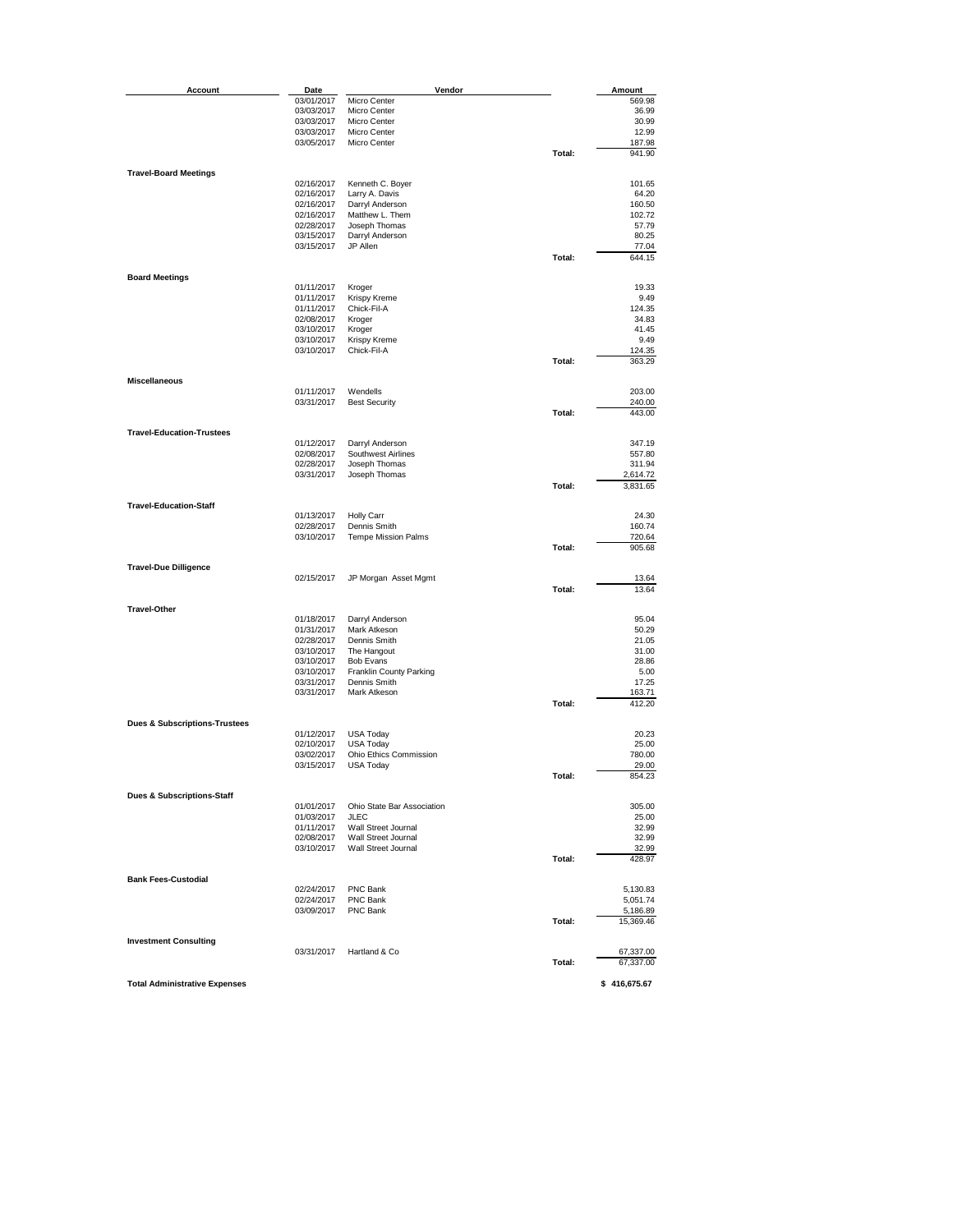| Account | Date | Vendor | | Amount |
|---|---|---|---|---|
| | 03/01/2017 | Micro Center | | 569.98 |
| | 03/03/2017 | Micro Center | | 36.99 |
| | 03/03/2017 | Micro Center | | 30.99 |
| | 03/03/2017 | Micro Center | | 12.99 |
| | 03/05/2017 | Micro Center | | 187.98 |
| | | | Total: | 941.90 |
| **Travel-Board Meetings** | | | | |
| | 02/16/2017 | Kenneth C. Boyer | | 101.65 |
| | 02/16/2017 | Larry A. Davis | | 64.20 |
| | 02/16/2017 | Darryl Anderson | | 160.50 |
| | 02/16/2017 | Matthew L. Them | | 102.72 |
| | 02/28/2017 | Joseph Thomas | | 57.79 |
| | 03/15/2017 | Darryl Anderson | | 80.25 |
| | 03/15/2017 | JP Allen | | 77.04 |
| | | | Total: | 644.15 |
| **Board Meetings** | | | | |
| | 01/11/2017 | Kroger | | 19.33 |
| | 01/11/2017 | Krispy Kreme | | 9.49 |
| | 01/11/2017 | Chick-Fil-A | | 124.35 |
| | 02/08/2017 | Kroger | | 34.83 |
| | 03/10/2017 | Kroger | | 41.45 |
| | 03/10/2017 | Krispy Kreme | | 9.49 |
| | 03/10/2017 | Chick-Fil-A | | 124.35 |
| | | | Total: | 363.29 |
| **Miscellaneous** | | | | |
| | 01/11/2017 | Wendells | | 203.00 |
| | 03/31/2017 | Best Security | | 240.00 |
| | | | Total: | 443.00 |
| **Travel-Education-Trustees** | | | | |
| | 01/12/2017 | Darryl Anderson | | 347.19 |
| | 02/08/2017 | Southwest Airlines | | 557.80 |
| | 02/28/2017 | Joseph Thomas | | 311.94 |
| | 03/31/2017 | Joseph Thomas | | 2,614.72 |
| | | | Total: | 3,831.65 |
| **Travel-Education-Staff** | | | | |
| | 01/13/2017 | Holly Carr | | 24.30 |
| | 02/28/2017 | Dennis Smith | | 160.74 |
| | 03/10/2017 | Tempe Mission Palms | | 720.64 |
| | | | Total: | 905.68 |
| **Travel-Due Dilligence** | | | | |
| | 02/15/2017 | JP Morgan Asset Mgmt | | 13.64 |
| | | | Total: | 13.64 |
| **Travel-Other** | | | | |
| | 01/18/2017 | Darryl Anderson | | 95.04 |
| | 01/31/2017 | Mark Atkeson | | 50.29 |
| | 02/28/2017 | Dennis Smith | | 21.05 |
| | 03/10/2017 | The Hangout | | 31.00 |
| | 03/10/2017 | Bob Evans | | 28.86 |
| | 03/10/2017 | Franklin County Parking | | 5.00 |
| | 03/31/2017 | Dennis Smith | | 17.25 |
| | 03/31/2017 | Mark Atkeson | | 163.71 |
| | | | Total: | 412.20 |
| **Dues & Subscriptions-Trustees** | | | | |
| | 01/12/2017 | USA Today | | 20.23 |
| | 02/10/2017 | USA Today | | 25.00 |
| | 03/02/2017 | Ohio Ethics Commission | | 780.00 |
| | 03/15/2017 | USA Today | | 29.00 |
| | | | Total: | 854.23 |
| **Dues & Subscriptions-Staff** | | | | |
| | 01/01/2017 | Ohio State Bar Association | | 305.00 |
| | 01/03/2017 | JLEC | | 25.00 |
| | 01/11/2017 | Wall Street Journal | | 32.99 |
| | 02/08/2017 | Wall Street Journal | | 32.99 |
| | 03/10/2017 | Wall Street Journal | | 32.99 |
| | | | Total: | 428.97 |
| **Bank Fees-Custodial** | | | | |
| | 02/24/2017 | PNC Bank | | 5,130.83 |
| | 02/24/2017 | PNC Bank | | 5,051.74 |
| | 03/09/2017 | PNC Bank | | 5,186.89 |
| | | | Total: | 15,369.46 |
| **Investment Consulting** | | | | |
| | 03/31/2017 | Hartland & Co | | 67,337.00 |
| | | | Total: | 67,337.00 |
| **Total Administrative Expenses** | | | | **$ 416,675.67** |